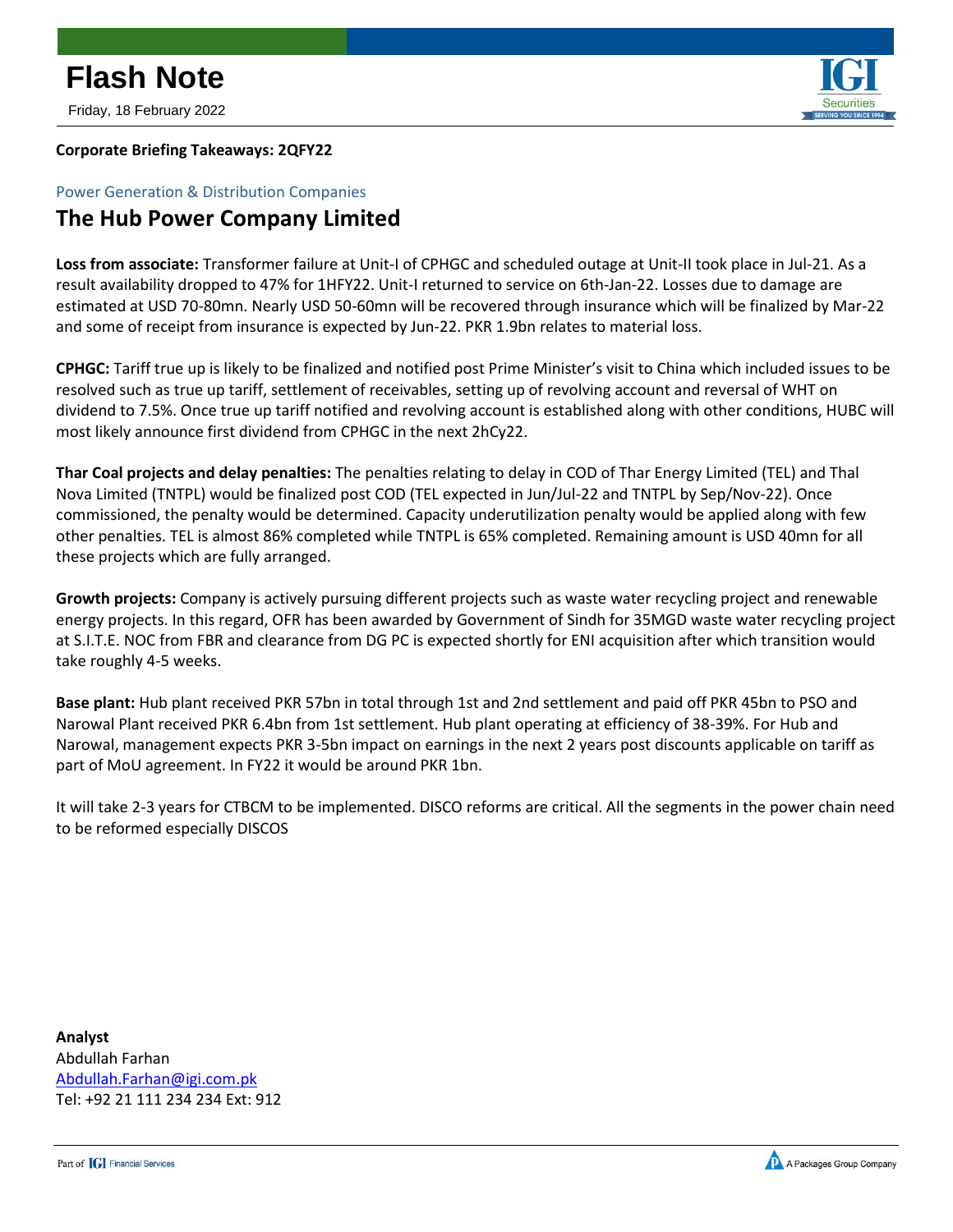# Flash Note

Friday, 18 February 2022

**Corporate Briefing Takeaways: 2QFY22**

Power Generation & Distribution Companies

## The Hub Power Company Limited

**Loss from associate:** Transformer failure at Unit-I of CPHGC and scheduled outage at Unit-II took place in Jul-21. As a result availability dropped to 47% for 1HFY22. Unit-I returned to service on 6th-Jan-22. Losses due to damage are estimated at USD 70-80mn. Nearly USD 50-60mn will be recovered through insurance which will be finalized by Mar-22 and some of receipt from insurance is expected by Jun-22. PKR 1.9bn relates to material loss.

**CPHGC:** Tariff true up is likely to be finalized and notified post Prime Minister's visit to China which included issues to be resolved such as true up tariff, settlement of receivables, setting up of revolving account and reversal of WHT on dividend to 7.5%. Once true up tariff notified and revolving account is established along with other conditions, HUBC will most likely announce first dividend from CPHGC in the next 2hCy22.

**Thar Coal projects and delay penalties:** The penalties relating to delay in COD of Thar Energy Limited (TEL) and Thal Nova Limited (TNTPL) would be finalized post COD (TEL expected in Jun/Jul-22 and TNTPL by Sep/Nov-22). Once commissioned, the penalty would be determined. Capacity underutilization penalty would be applied along with few other penalties. TEL is almost 86% completed while TNTPL is 65% completed. Remaining amount is USD 40mn for all these projects which are fully arranged.

**Growth projects:** Company is actively pursuing different projects such as waste water recycling project and renewable energy projects. In this regard, OFR has been awarded by Government of Sindh for 35MGD waste water recycling project at S.I.T.E. NOC from FBR and clearance from DG PC is expected shortly for ENI acquisition after which transition would take roughly 4-5 weeks.

**Base plant:** Hub plant received PKR 57bn in total through 1st and 2nd settlement and paid off PKR 45bn to PSO and Narowal Plant received PKR 6.4bn from 1st settlement. Hub plant operating at efficiency of 38-39%. For Hub and Narowal, management expects PKR 3-5bn impact on earnings in the next 2 years post discounts applicable on tariff as part of MoU agreement. In FY22 it would be around PKR 1bn.

It will take 2-3 years for CTBCM to be implemented. DISCO reforms are critical. All the segments in the power chain need to be reformed especially DISCOS

**Analyst**
Abdullah Farhan
Abdullah.Farhan@igi.com.pk
Tel: +92 21 111 234 234 Ext: 912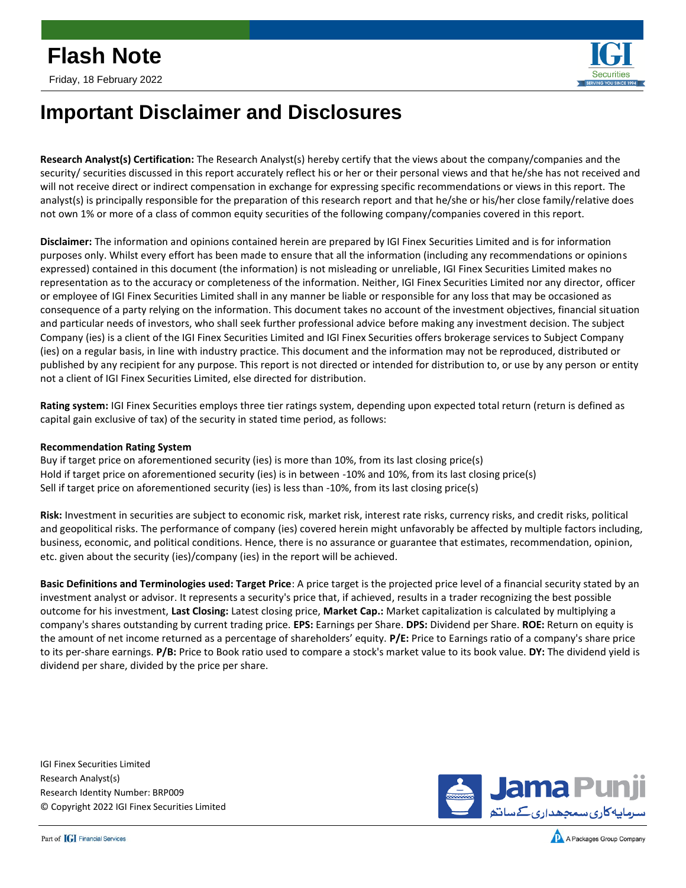# Important Disclaimer and Disclosures

**Research Analyst(s) Certification:** The Research Analyst(s) hereby certify that the views about the company/companies and the security/ securities discussed in this report accurately reflect his or her or their personal views and that he/she has not received and will not receive direct or indirect compensation in exchange for expressing specific recommendations or views in this report. The analyst(s) is principally responsible for the preparation of this research report and that he/she or his/her close family/relative does not own 1% or more of a class of common equity securities of the following company/companies covered in this report.

**Disclaimer:** The information and opinions contained herein are prepared by IGI Finex Securities Limited and is for information purposes only. Whilst every effort has been made to ensure that all the information (including any recommendations or opinions expressed) contained in this document (the information) is not misleading or unreliable, IGI Finex Securities Limited makes no representation as to the accuracy or completeness of the information. Neither, IGI Finex Securities Limited nor any director, officer or employee of IGI Finex Securities Limited shall in any manner be liable or responsible for any loss that may be occasioned as consequence of a party relying on the information. This document takes no account of the investment objectives, financial situation and particular needs of investors, who shall seek further professional advice before making any investment decision. The subject Company (ies) is a client of the IGI Finex Securities Limited and IGI Finex Securities offers brokerage services to Subject Company (ies) on a regular basis, in line with industry practice. This document and the information may not be reproduced, distributed or published by any recipient for any purpose. This report is not directed or intended for distribution to, or use by any person or entity not a client of IGI Finex Securities Limited, else directed for distribution.

**Rating system:** IGI Finex Securities employs three tier ratings system, depending upon expected total return (return is defined as capital gain exclusive of tax) of the security in stated time period, as follows:

**Recommendation Rating System**

Buy if target price on aforementioned security (ies) is more than 10%, from its last closing price(s)
Hold if target price on aforementioned security (ies) is in between -10% and 10%, from its last closing price(s)
Sell if target price on aforementioned security (ies) is less than -10%, from its last closing price(s)

**Risk:** Investment in securities are subject to economic risk, market risk, interest rate risks, currency risks, and credit risks, political and geopolitical risks. The performance of company (ies) covered herein might unfavorably be affected by multiple factors including, business, economic, and political conditions. Hence, there is no assurance or guarantee that estimates, recommendation, opinion, etc. given about the security (ies)/company (ies) in the report will be achieved.

**Basic Definitions and Terminologies used: Target Price**: A price target is the projected price level of a financial security stated by an investment analyst or advisor. It represents a security's price that, if achieved, results in a trader recognizing the best possible outcome for his investment, **Last Closing:** Latest closing price, **Market Cap.:** Market capitalization is calculated by multiplying a company's shares outstanding by current trading price. **EPS:** Earnings per Share. **DPS:** Dividend per Share. **ROE:** Return on equity is the amount of net income returned as a percentage of shareholders' equity. **P/E:** Price to Earnings ratio of a company's share price to its per-share earnings. **P/B:** Price to Book ratio used to compare a stock's market value to its book value. **DY:** The dividend yield is dividend per share, divided by the price per share.

IGI Finex Securities Limited
Research Analyst(s)
Research Identity Number: BRP009
© Copyright 2022 IGI Finex Securities Limited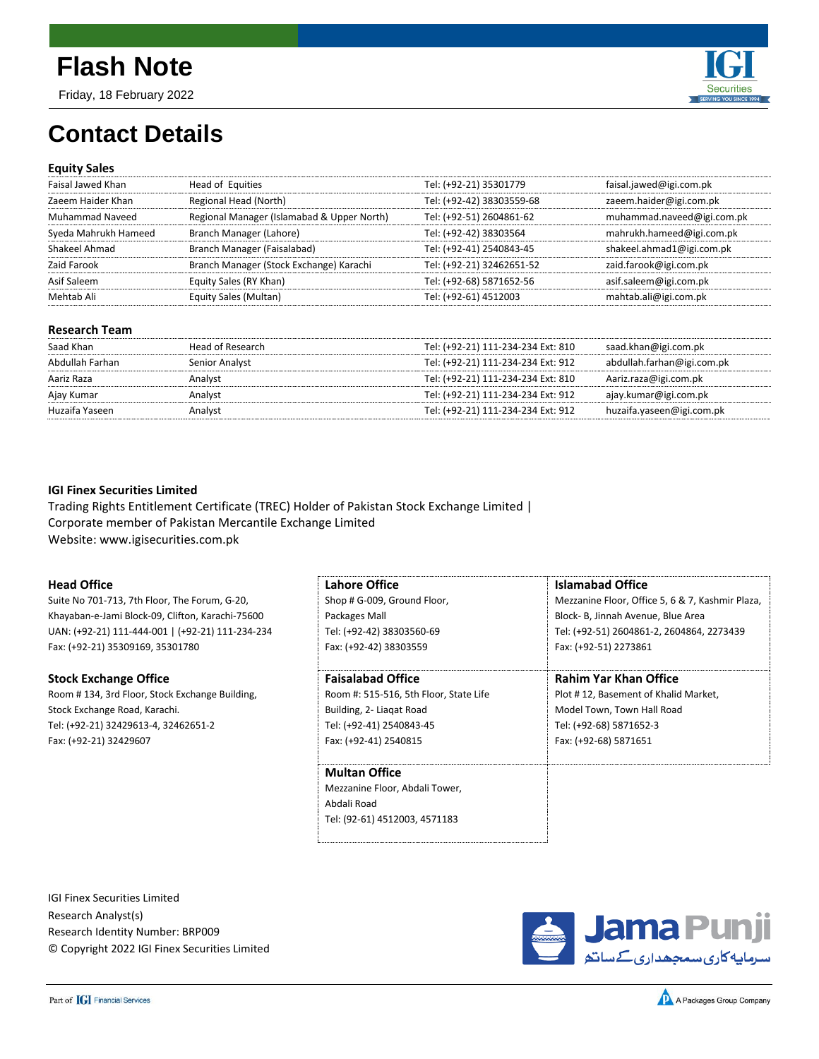# Flash Note

Friday, 18 February 2022

# Contact Details

### Equity Sales

| | | | |
|---|---|---|---|
| Faisal Jawed Khan | Head of Equities | Tel: (+92-21) 35301779 | faisal.jawed@igi.com.pk |
| Zaeem Haider Khan | Regional Head (North) | Tel: (+92-42) 38303559-68 | zaeem.haider@igi.com.pk |
| Muhammad Naveed | Regional Manager (Islamabad & Upper North) | Tel: (+92-51) 2604861-62 | muhammad.naveed@igi.com.pk |
| Syeda Mahrukh Hameed | Branch Manager (Lahore) | Tel: (+92-42) 38303564 | mahrukh.hameed@igi.com.pk |
| Shakeel Ahmad | Branch Manager (Faisalabad) | Tel: (+92-41) 2540843-45 | shakeel.ahmad1@igi.com.pk |
| Zaid Farook | Branch Manager (Stock Exchange) Karachi | Tel: (+92-21) 32462651-52 | zaid.farook@igi.com.pk |
| Asif Saleem | Equity Sales (RY Khan) | Tel: (+92-68) 5871652-56 | asif.saleem@igi.com.pk |
| Mehtab Ali | Equity Sales (Multan) | Tel: (+92-61) 4512003 | mahtab.ali@igi.com.pk |

### Research Team

| | | | |
|---|---|---|---|
| Saad Khan | Head of Research | Tel: (+92-21) 111-234-234 Ext: 810 | saad.khan@igi.com.pk |
| Abdullah Farhan | Senior Analyst | Tel: (+92-21) 111-234-234 Ext: 912 | abdullah.farhan@igi.com.pk |
| Aariz Raza | Analyst | Tel: (+92-21) 111-234-234 Ext: 810 | Aariz.raza@igi.com.pk |
| Ajay Kumar | Analyst | Tel: (+92-21) 111-234-234 Ext: 912 | ajay.kumar@igi.com.pk |
| Huzaifa Yaseen | Analyst | Tel: (+92-21) 111-234-234 Ext: 912 | huzaifa.yaseen@igi.com.pk |

**IGI Finex Securities Limited**

Trading Rights Entitlement Certificate (TREC) Holder of Pakistan Stock Exchange Limited |
Corporate member of Pakistan Mercantile Exchange Limited
Website: www.igisecurities.com.pk

**Head Office**
Suite No 701-713, 7th Floor, The Forum, G-20,
Khayaban-e-Jami Block-09, Clifton, Karachi-75600
UAN: (+92-21) 111-444-001 | (+92-21) 111-234-234
Fax: (+92-21) 35309169, 35301780

**Stock Exchange Office**
Room # 134, 3rd Floor, Stock Exchange Building,
Stock Exchange Road, Karachi.
Tel: (+92-21) 32429613-4, 32462651-2
Fax: (+92-21) 32429607

**Lahore Office**
Shop # G-009, Ground Floor,
Packages Mall
Tel: (+92-42) 38303560-69
Fax: (+92-42) 38303559

**Islamabad Office**
Mezzanine Floor, Office 5, 6 & 7, Kashmir Plaza,
Block- B, Jinnah Avenue, Blue Area
Tel: (+92-51) 2604861-2, 2604864, 2273439
Fax: (+92-51) 2273861

**Faisalabad Office**
Room #: 515-516, 5th Floor, State Life
Building, 2- Liaqat Road
Tel: (+92-41) 2540843-45
Fax: (+92-41) 2540815

**Rahim Yar Khan Office**
Plot # 12, Basement of Khalid Market,
Model Town, Town Hall Road
Tel: (+92-68) 5871652-3
Fax: (+92-68) 5871651

**Multan Office**
Mezzanine Floor, Abdali Tower,
Abdali Road
Tel: (92-61) 4512003, 4571183

IGI Finex Securities Limited
Research Analyst(s)
Research Identity Number: BRP009
© Copyright 2022 IGI Finex Securities Limited

Jama Punji
سرمایہ کاری سمجھداری کے ساتھ